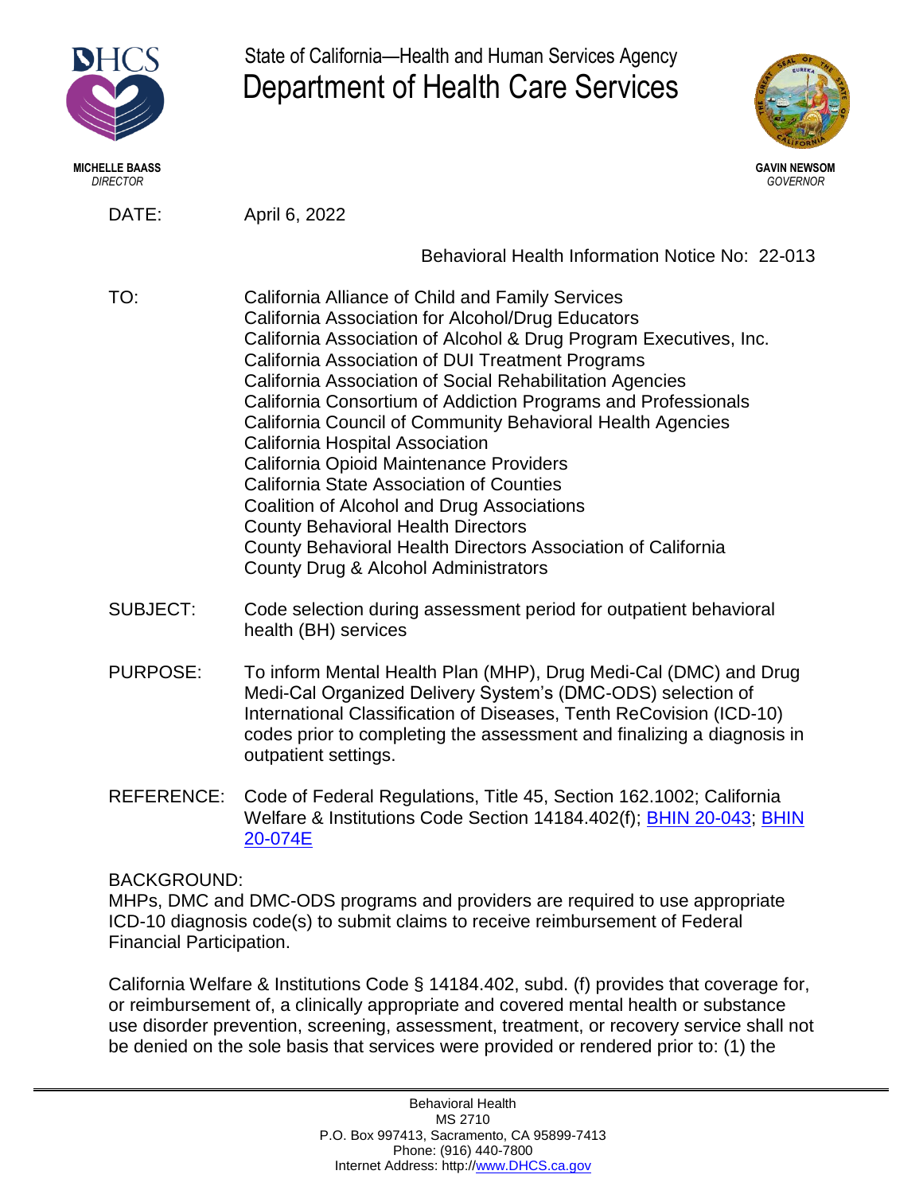MICHELLE BAASS
*DIRECTOR*

State of California—Health and Human Services Agency
# Department of Health Care Services

GAVIN NEWSOM
*GOVERNOR*

DATE: April 6, 2022

Behavioral Health Information Notice No: 22-013

TO:
California Alliance of Child and Family Services
California Association for Alcohol/Drug Educators
California Association of Alcohol & Drug Program Executives, Inc.
California Association of DUI Treatment Programs
California Association of Social Rehabilitation Agencies
California Consortium of Addiction Programs and Professionals
California Council of Community Behavioral Health Agencies
California Hospital Association
California Opioid Maintenance Providers
California State Association of Counties
Coalition of Alcohol and Drug Associations
County Behavioral Health Directors
County Behavioral Health Directors Association of California
County Drug & Alcohol Administrators

SUBJECT: Code selection during assessment period for outpatient behavioral health (BH) services

PURPOSE: To inform Mental Health Plan (MHP), Drug Medi-Cal (DMC) and Drug Medi-Cal Organized Delivery System's (DMC-ODS) selection of International Classification of Diseases, Tenth ReCovision (ICD-10) codes prior to completing the assessment and finalizing a diagnosis in outpatient settings.

REFERENCE: Code of Federal Regulations, Title 45, Section 162.1002; California Welfare & Institutions Code Section 14184.402(f); BHIN 20-043; BHIN 20-074E

BACKGROUND:
MHPs, DMC and DMC-ODS programs and providers are required to use appropriate ICD-10 diagnosis code(s) to submit claims to receive reimbursement of Federal Financial Participation.

California Welfare & Institutions Code § 14184.402, subd. (f) provides that coverage for, or reimbursement of, a clinically appropriate and covered mental health or substance use disorder prevention, screening, assessment, treatment, or recovery service shall not be denied on the sole basis that services were provided or rendered prior to: (1) the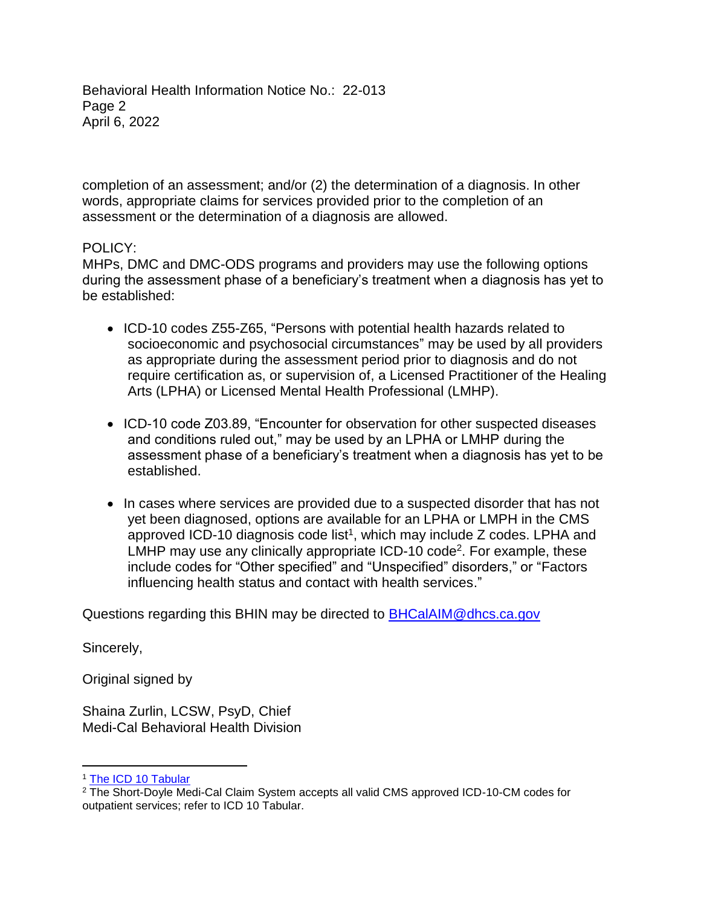completion of an assessment; and/or (2) the determination of a diagnosis. In other words, appropriate claims for services provided prior to the completion of an assessment or the determination of a diagnosis are allowed.

POLICY:
MHPs, DMC and DMC-ODS programs and providers may use the following options during the assessment phase of a beneficiary's treatment when a diagnosis has yet to be established:

- ICD-10 codes Z55-Z65, "Persons with potential health hazards related to socioeconomic and psychosocial circumstances" may be used by all providers as appropriate during the assessment period prior to diagnosis and do not require certification as, or supervision of, a Licensed Practitioner of the Healing Arts (LPHA) or Licensed Mental Health Professional (LMHP).

- ICD-10 code Z03.89, "Encounter for observation for other suspected diseases and conditions ruled out," may be used by an LPHA or LMHP during the assessment phase of a beneficiary's treatment when a diagnosis has yet to be established.

- In cases where services are provided due to a suspected disorder that has not yet been diagnosed, options are available for an LPHA or LMPH in the CMS approved ICD-10 diagnosis code list[1], which may include Z codes. LPHA and LMHP may use any clinically appropriate ICD-10 code[2]. For example, these include codes for "Other specified" and "Unspecified" disorders," or "Factors influencing health status and contact with health services."

Questions regarding this BHIN may be directed to [BHCalAIM@dhcs.ca.gov](mailto:BHCalAIM@dhcs.ca.gov)

Sincerely,

Original signed by

Shaina Zurlin, LCSW, PsyD, Chief
Medi-Cal Behavioral Health Division

---

[1] The ICD 10 Tabular

[2] The Short-Doyle Medi-Cal Claim System accepts all valid CMS approved ICD-10-CM codes for outpatient services; refer to ICD 10 Tabular.